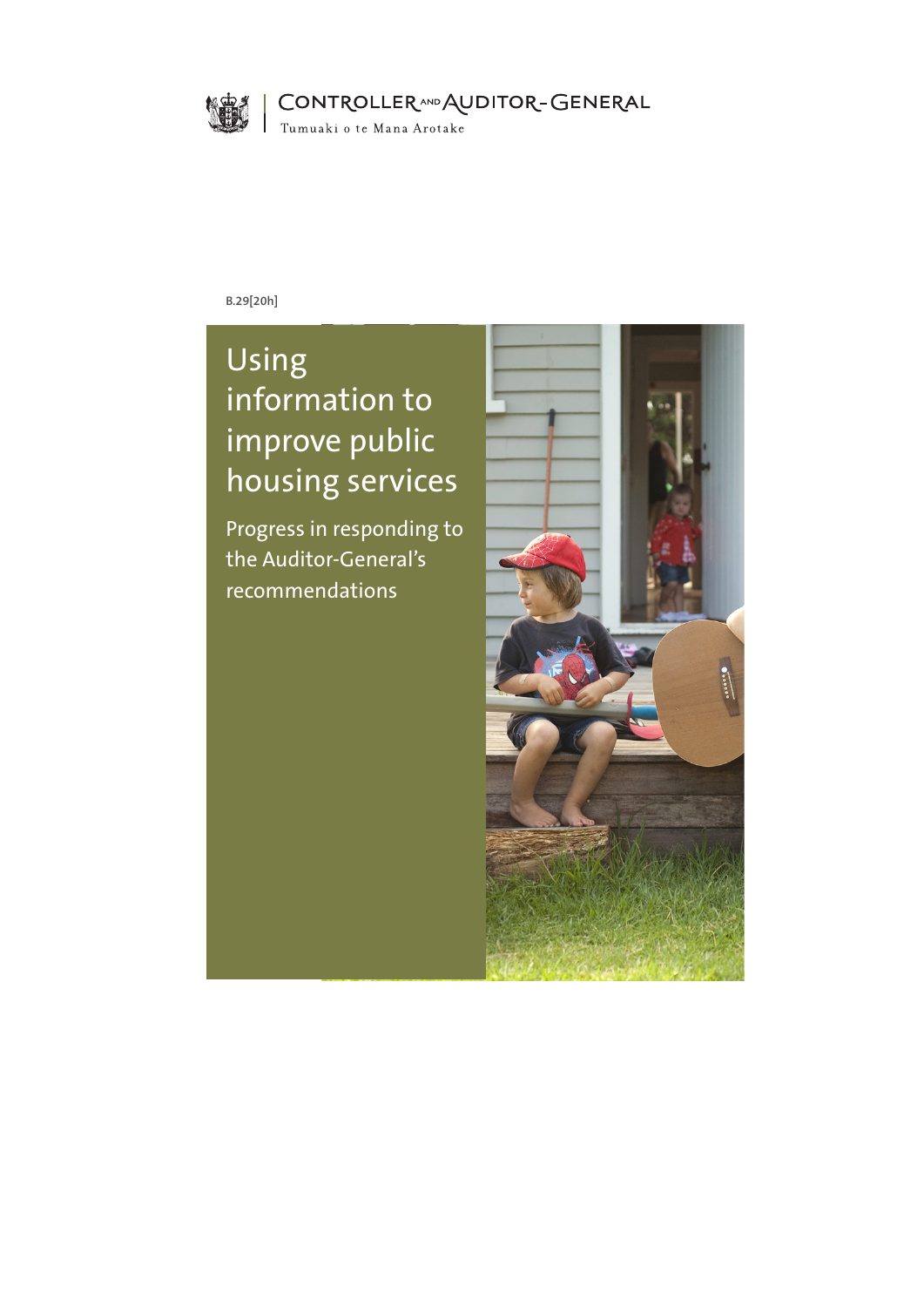Controller and Auditor-General

Tumuaki o te Mana Arotake

B.29[20h]

# Using information to improve public housing services

## Progress in responding to the Auditor-General's recommendations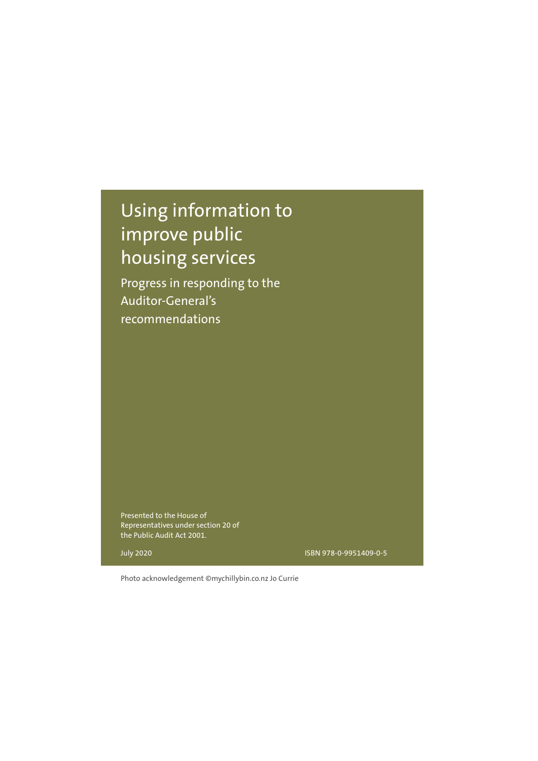# Using information to improve public housing services

Progress in responding to the Auditor-General's recommendations

Presented to the House of Representatives under section 20 of the Public Audit Act 2001.

July 2020

ISBN 978-0-9951409-0-5

Photo acknowledgement ©mychillybin.co.nz Jo Currie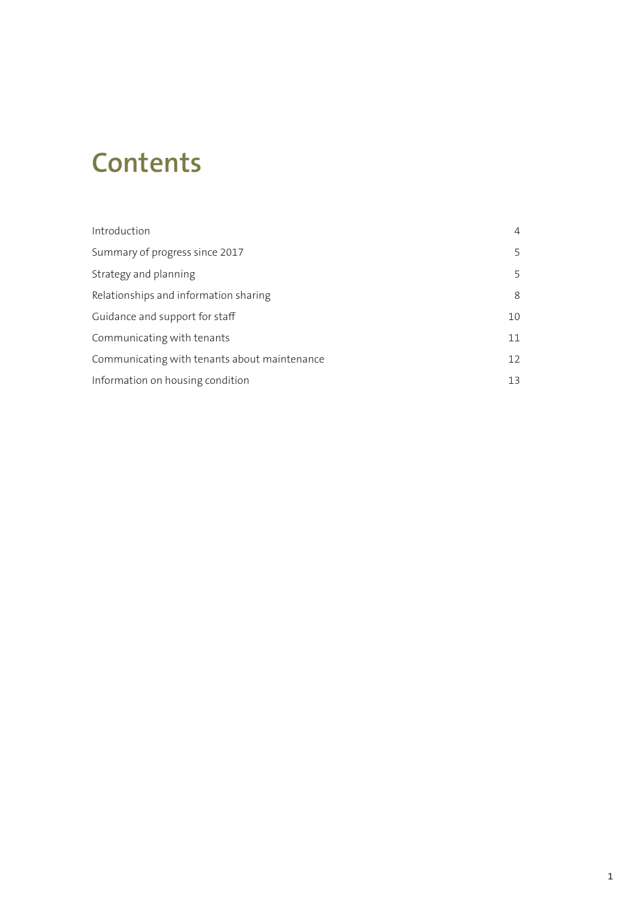# Contents

| | |
|---|---|
| Introduction | 4 |
| Summary of progress since 2017 | 5 |
| Strategy and planning | 5 |
| Relationships and information sharing | 8 |
| Guidance and support for staff | 10 |
| Communicating with tenants | 11 |
| Communicating with tenants about maintenance | 12 |
| Information on housing condition | 13 |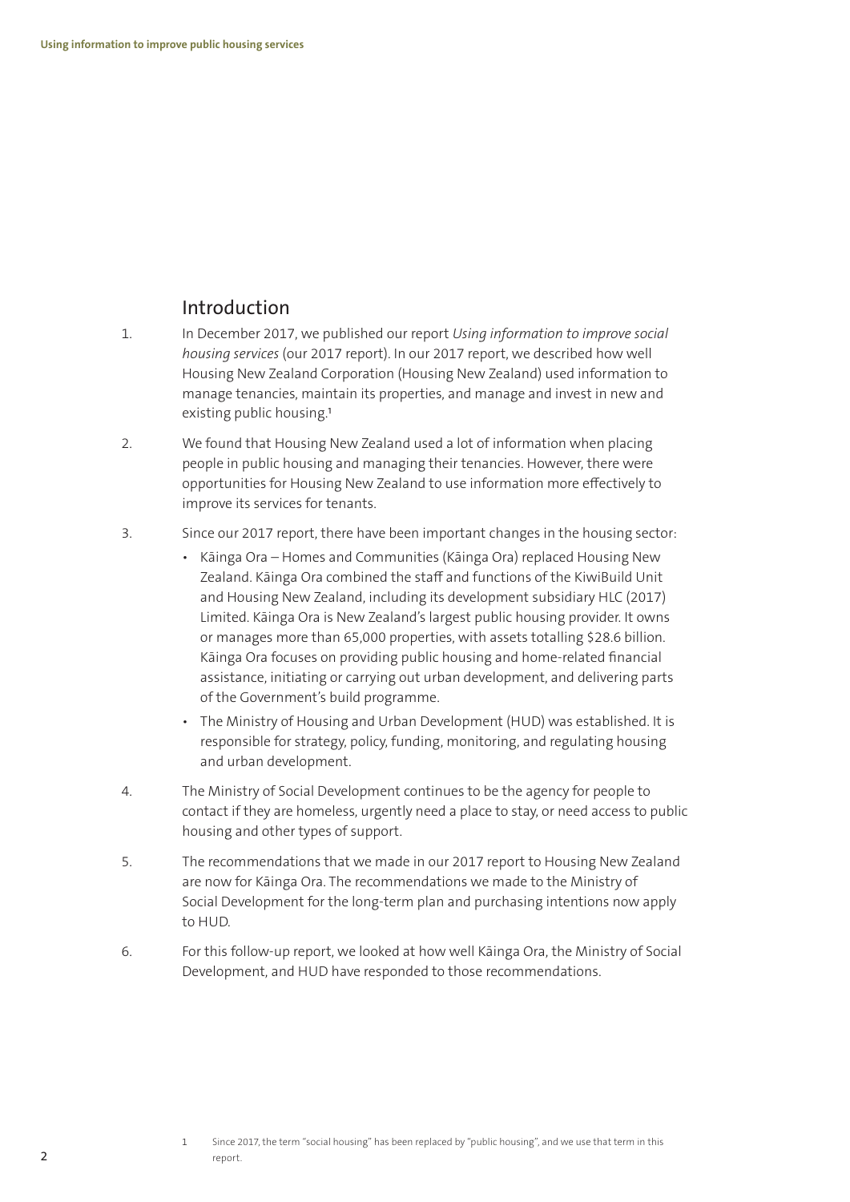## Introduction

1. In December 2017, we published our report *Using information to improve social housing services* (our 2017 report). In our 2017 report, we described how well Housing New Zealand Corporation (Housing New Zealand) used information to manage tenancies, maintain its properties, and manage and invest in new and existing public housing.[1]

2. We found that Housing New Zealand used a lot of information when placing people in public housing and managing their tenancies. However, there were opportunities for Housing New Zealand to use information more effectively to improve its services for tenants.

3. Since our 2017 report, there have been important changes in the housing sector:
   - Kāinga Ora – Homes and Communities (Kāinga Ora) replaced Housing New Zealand. Kāinga Ora combined the staff and functions of the KiwiBuild Unit and Housing New Zealand, including its development subsidiary HLC (2017) Limited. Kāinga Ora is New Zealand's largest public housing provider. It owns or manages more than 65,000 properties, with assets totalling $28.6 billion. Kāinga Ora focuses on providing public housing and home-related financial assistance, initiating or carrying out urban development, and delivering parts of the Government's build programme.
   - The Ministry of Housing and Urban Development (HUD) was established. It is responsible for strategy, policy, funding, monitoring, and regulating housing and urban development.

4. The Ministry of Social Development continues to be the agency for people to contact if they are homeless, urgently need a place to stay, or need access to public housing and other types of support.

5. The recommendations that we made in our 2017 report to Housing New Zealand are now for Kāinga Ora. The recommendations we made to the Ministry of Social Development for the long-term plan and purchasing intentions now apply to HUD.

6. For this follow-up report, we looked at how well Kāinga Ora, the Ministry of Social Development, and HUD have responded to those recommendations.

[1] Since 2017, the term "social housing" has been replaced by "public housing", and we use that term in this report.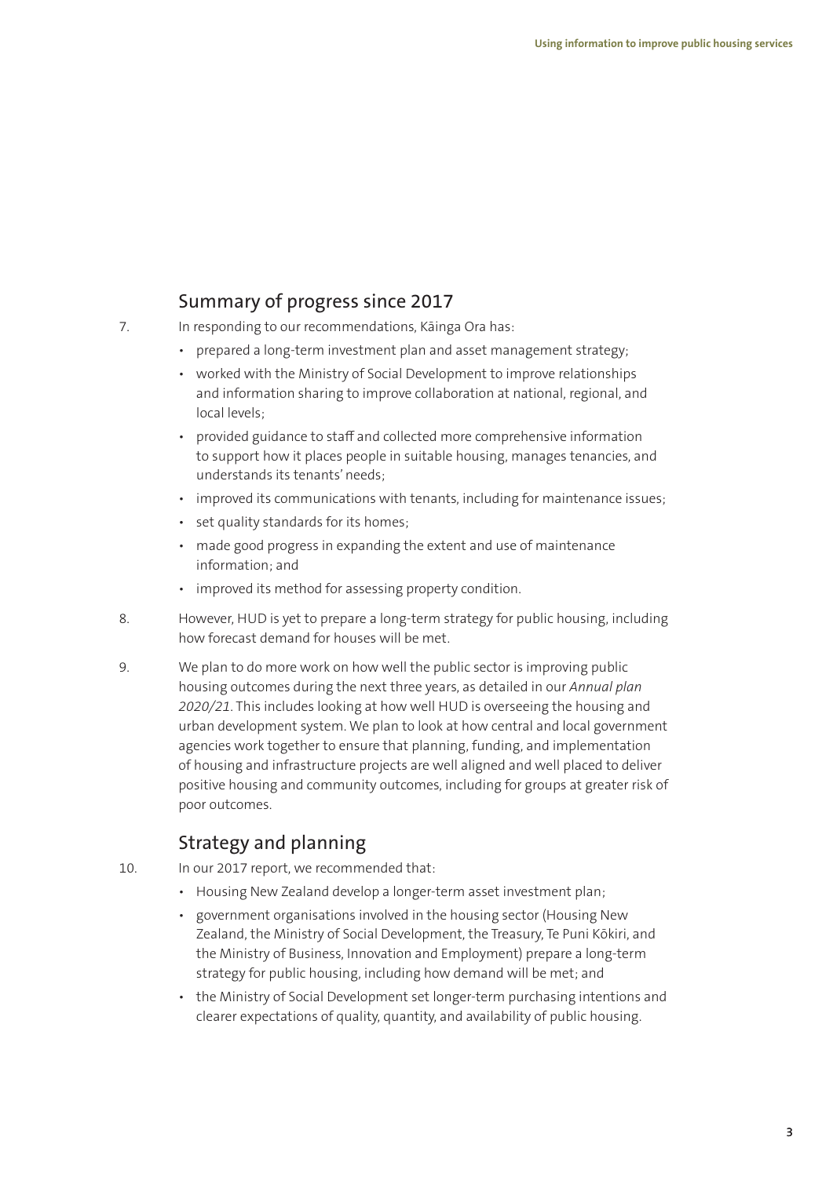## Summary of progress since 2017

7. In responding to our recommendations, Kāinga Ora has:
   - prepared a long-term investment plan and asset management strategy;
   - worked with the Ministry of Social Development to improve relationships and information sharing to improve collaboration at national, regional, and local levels;
   - provided guidance to staff and collected more comprehensive information to support how it places people in suitable housing, manages tenancies, and understands its tenants' needs;
   - improved its communications with tenants, including for maintenance issues;
   - set quality standards for its homes;
   - made good progress in expanding the extent and use of maintenance information; and
   - improved its method for assessing property condition.

8. However, HUD is yet to prepare a long-term strategy for public housing, including how forecast demand for houses will be met.

9. We plan to do more work on how well the public sector is improving public housing outcomes during the next three years, as detailed in our *Annual plan 2020/21*. This includes looking at how well HUD is overseeing the housing and urban development system. We plan to look at how central and local government agencies work together to ensure that planning, funding, and implementation of housing and infrastructure projects are well aligned and well placed to deliver positive housing and community outcomes, including for groups at greater risk of poor outcomes.

## Strategy and planning

10. In our 2017 report, we recommended that:
    - Housing New Zealand develop a longer-term asset investment plan;
    - government organisations involved in the housing sector (Housing New Zealand, the Ministry of Social Development, the Treasury, Te Puni Kōkiri, and the Ministry of Business, Innovation and Employment) prepare a long-term strategy for public housing, including how demand will be met; and
    - the Ministry of Social Development set longer-term purchasing intentions and clearer expectations of quality, quantity, and availability of public housing.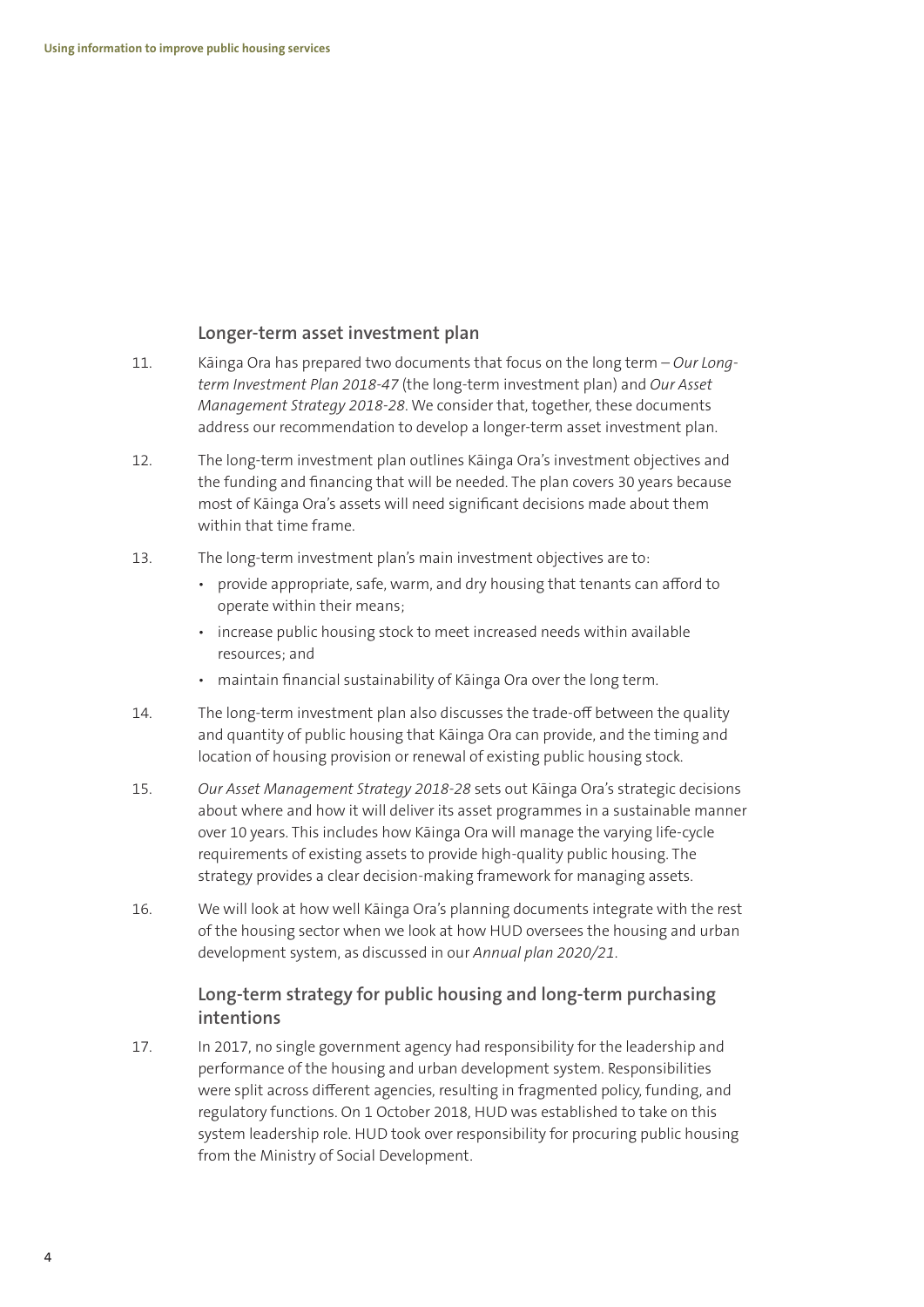## Longer-term asset investment plan

11. Kāinga Ora has prepared two documents that focus on the long term – *Our Long-term Investment Plan 2018-47* (the long-term investment plan) and *Our Asset Management Strategy 2018-28*. We consider that, together, these documents address our recommendation to develop a longer-term asset investment plan.

12. The long-term investment plan outlines Kāinga Ora's investment objectives and the funding and financing that will be needed. The plan covers 30 years because most of Kāinga Ora's assets will need significant decisions made about them within that time frame.

13. The long-term investment plan's main investment objectives are to:
    - provide appropriate, safe, warm, and dry housing that tenants can afford to operate within their means;
    - increase public housing stock to meet increased needs within available resources; and
    - maintain financial sustainability of Kāinga Ora over the long term.

14. The long-term investment plan also discusses the trade-off between the quality and quantity of public housing that Kāinga Ora can provide, and the timing and location of housing provision or renewal of existing public housing stock.

15. *Our Asset Management Strategy 2018-28* sets out Kāinga Ora's strategic decisions about where and how it will deliver its asset programmes in a sustainable manner over 10 years. This includes how Kāinga Ora will manage the varying life-cycle requirements of existing assets to provide high-quality public housing. The strategy provides a clear decision-making framework for managing assets.

16. We will look at how well Kāinga Ora's planning documents integrate with the rest of the housing sector when we look at how HUD oversees the housing and urban development system, as discussed in our *Annual plan 2020/21*.

## Long-term strategy for public housing and long-term purchasing intentions

17. In 2017, no single government agency had responsibility for the leadership and performance of the housing and urban development system. Responsibilities were split across different agencies, resulting in fragmented policy, funding, and regulatory functions. On 1 October 2018, HUD was established to take on this system leadership role. HUD took over responsibility for procuring public housing from the Ministry of Social Development.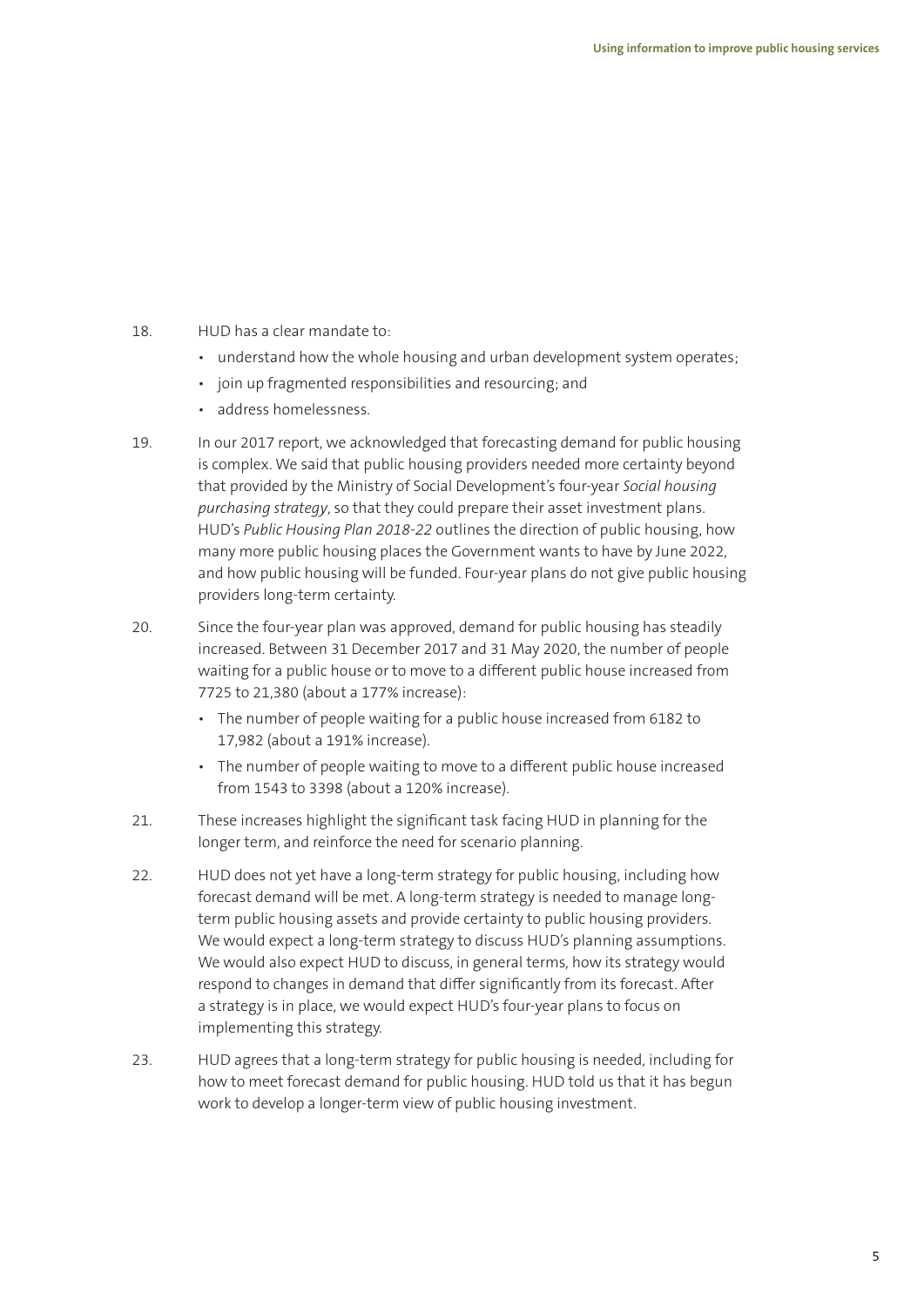18. HUD has a clear mandate to:
    - understand how the whole housing and urban development system operates;
    - join up fragmented responsibilities and resourcing; and
    - address homelessness.

19. In our 2017 report, we acknowledged that forecasting demand for public housing is complex. We said that public housing providers needed more certainty beyond that provided by the Ministry of Social Development's four-year *Social housing purchasing strategy*, so that they could prepare their asset investment plans. HUD's *Public Housing Plan 2018-22* outlines the direction of public housing, how many more public housing places the Government wants to have by June 2022, and how public housing will be funded. Four-year plans do not give public housing providers long-term certainty.

20. Since the four-year plan was approved, demand for public housing has steadily increased. Between 31 December 2017 and 31 May 2020, the number of people waiting for a public house or to move to a different public house increased from 7725 to 21,380 (about a 177% increase):
    - The number of people waiting for a public house increased from 6182 to 17,982 (about a 191% increase).
    - The number of people waiting to move to a different public house increased from 1543 to 3398 (about a 120% increase).

21. These increases highlight the significant task facing HUD in planning for the longer term, and reinforce the need for scenario planning.

22. HUD does not yet have a long-term strategy for public housing, including how forecast demand will be met. A long-term strategy is needed to manage long-term public housing assets and provide certainty to public housing providers. We would expect a long-term strategy to discuss HUD's planning assumptions. We would also expect HUD to discuss, in general terms, how its strategy would respond to changes in demand that differ significantly from its forecast. After a strategy is in place, we would expect HUD's four-year plans to focus on implementing this strategy.

23. HUD agrees that a long-term strategy for public housing is needed, including for how to meet forecast demand for public housing. HUD told us that it has begun work to develop a longer-term view of public housing investment.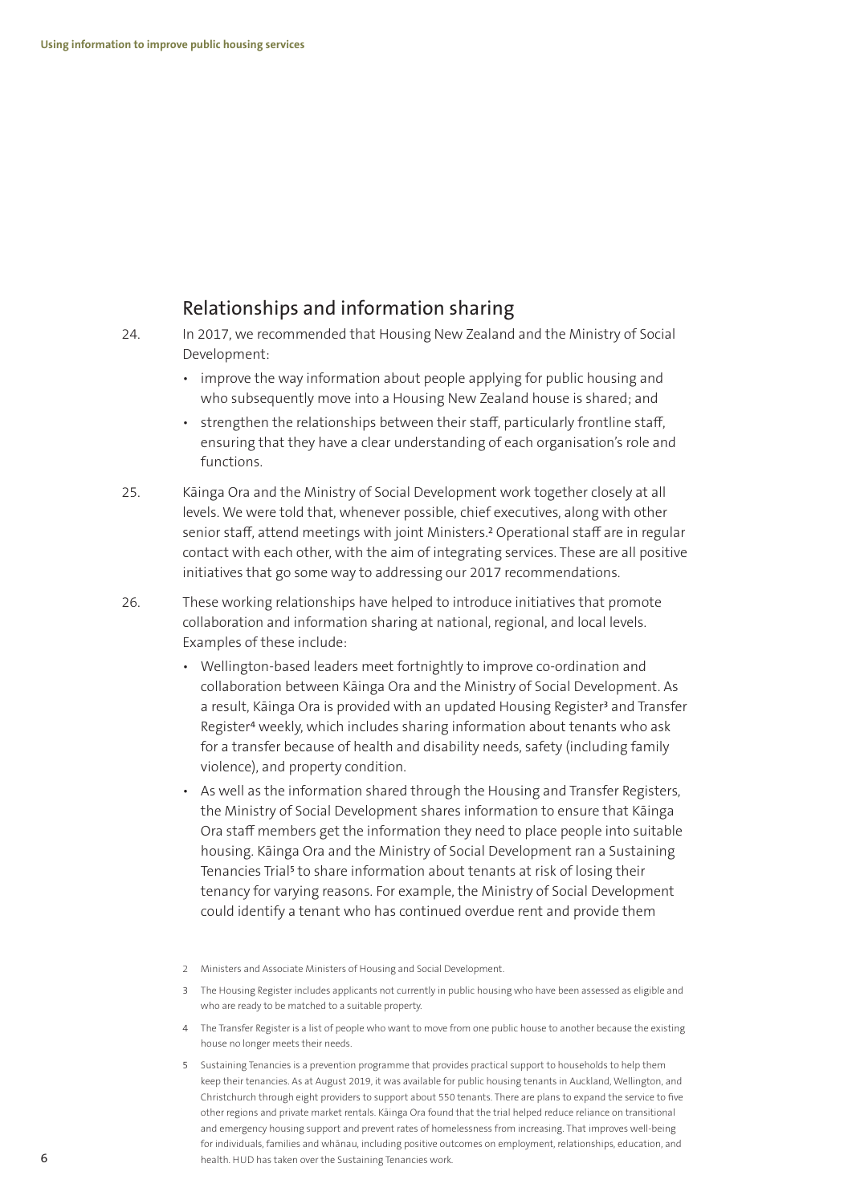## Relationships and information sharing

24. In 2017, we recommended that Housing New Zealand and the Ministry of Social Development:

   - improve the way information about people applying for public housing and who subsequently move into a Housing New Zealand house is shared; and
   - strengthen the relationships between their staff, particularly frontline staff, ensuring that they have a clear understanding of each organisation's role and functions.

25. Kāinga Ora and the Ministry of Social Development work together closely at all levels. We were told that, whenever possible, chief executives, along with other senior staff, attend meetings with joint Ministers.[2] Operational staff are in regular contact with each other, with the aim of integrating services. These are all positive initiatives that go some way to addressing our 2017 recommendations.

26. These working relationships have helped to introduce initiatives that promote collaboration and information sharing at national, regional, and local levels. Examples of these include:

   - Wellington-based leaders meet fortnightly to improve co-ordination and collaboration between Kāinga Ora and the Ministry of Social Development. As a result, Kāinga Ora is provided with an updated Housing Register[3] and Transfer Register[4] weekly, which includes sharing information about tenants who ask for a transfer because of health and disability needs, safety (including family violence), and property condition.
   - As well as the information shared through the Housing and Transfer Registers, the Ministry of Social Development shares information to ensure that Kāinga Ora staff members get the information they need to place people into suitable housing. Kāinga Ora and the Ministry of Social Development ran a Sustaining Tenancies Trial[5] to share information about tenants at risk of losing their tenancy for varying reasons. For example, the Ministry of Social Development could identify a tenant who has continued overdue rent and provide them

---

2 Ministers and Associate Ministers of Housing and Social Development.

3 The Housing Register includes applicants not currently in public housing who have been assessed as eligible and who are ready to be matched to a suitable property.

4 The Transfer Register is a list of people who want to move from one public house to another because the existing house no longer meets their needs.

5 Sustaining Tenancies is a prevention programme that provides practical support to households to help them keep their tenancies. As at August 2019, it was available for public housing tenants in Auckland, Wellington, and Christchurch through eight providers to support about 550 tenants. There are plans to expand the service to five other regions and private market rentals. Kāinga Ora found that the trial helped reduce reliance on transitional and emergency housing support and prevent rates of homelessness from increasing. That improves well-being for individuals, families and whānau, including positive outcomes on employment, relationships, education, and health. HUD has taken over the Sustaining Tenancies work.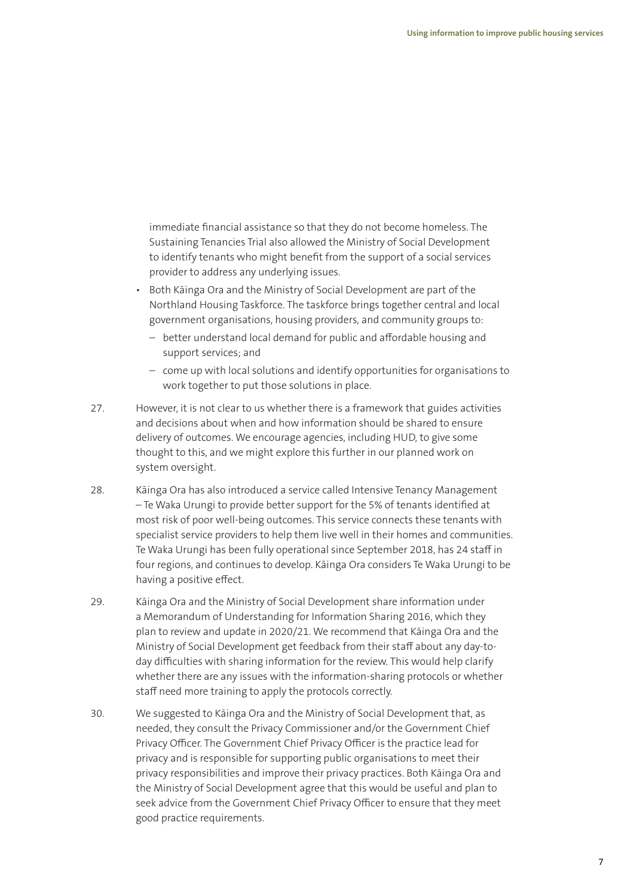immediate financial assistance so that they do not become homeless. The Sustaining Tenancies Trial also allowed the Ministry of Social Development to identify tenants who might benefit from the support of a social services provider to address any underlying issues.

- Both Kāinga Ora and the Ministry of Social Development are part of the Northland Housing Taskforce. The taskforce brings together central and local government organisations, housing providers, and community groups to:
  - better understand local demand for public and affordable housing and support services; and
  - come up with local solutions and identify opportunities for organisations to work together to put those solutions in place.

27. However, it is not clear to us whether there is a framework that guides activities and decisions about when and how information should be shared to ensure delivery of outcomes. We encourage agencies, including HUD, to give some thought to this, and we might explore this further in our planned work on system oversight.

28. Kāinga Ora has also introduced a service called Intensive Tenancy Management – Te Waka Urungi to provide better support for the 5% of tenants identified at most risk of poor well-being outcomes. This service connects these tenants with specialist service providers to help them live well in their homes and communities. Te Waka Urungi has been fully operational since September 2018, has 24 staff in four regions, and continues to develop. Kāinga Ora considers Te Waka Urungi to be having a positive effect.

29. Kāinga Ora and the Ministry of Social Development share information under a Memorandum of Understanding for Information Sharing 2016, which they plan to review and update in 2020/21. We recommend that Kāinga Ora and the Ministry of Social Development get feedback from their staff about any day-to-day difficulties with sharing information for the review. This would help clarify whether there are any issues with the information-sharing protocols or whether staff need more training to apply the protocols correctly.

30. We suggested to Kāinga Ora and the Ministry of Social Development that, as needed, they consult the Privacy Commissioner and/or the Government Chief Privacy Officer. The Government Chief Privacy Officer is the practice lead for privacy and is responsible for supporting public organisations to meet their privacy responsibilities and improve their privacy practices. Both Kāinga Ora and the Ministry of Social Development agree that this would be useful and plan to seek advice from the Government Chief Privacy Officer to ensure that they meet good practice requirements.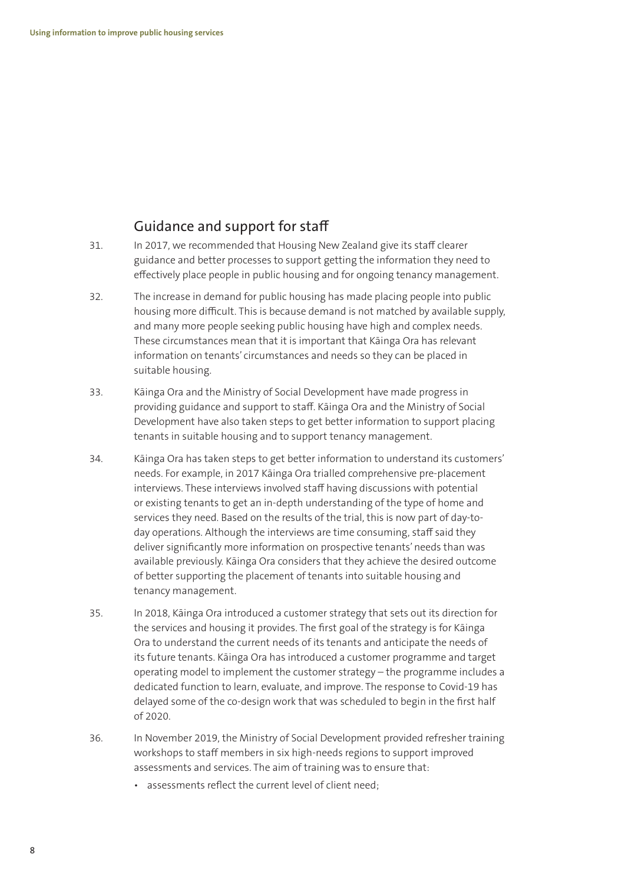## Guidance and support for staff

31. In 2017, we recommended that Housing New Zealand give its staff clearer guidance and better processes to support getting the information they need to effectively place people in public housing and for ongoing tenancy management.

32. The increase in demand for public housing has made placing people into public housing more difficult. This is because demand is not matched by available supply, and many more people seeking public housing have high and complex needs. These circumstances mean that it is important that Kāinga Ora has relevant information on tenants' circumstances and needs so they can be placed in suitable housing.

33. Kāinga Ora and the Ministry of Social Development have made progress in providing guidance and support to staff. Kāinga Ora and the Ministry of Social Development have also taken steps to get better information to support placing tenants in suitable housing and to support tenancy management.

34. Kāinga Ora has taken steps to get better information to understand its customers' needs. For example, in 2017 Kāinga Ora trialled comprehensive pre-placement interviews. These interviews involved staff having discussions with potential or existing tenants to get an in-depth understanding of the type of home and services they need. Based on the results of the trial, this is now part of day-to-day operations. Although the interviews are time consuming, staff said they deliver significantly more information on prospective tenants' needs than was available previously. Kāinga Ora considers that they achieve the desired outcome of better supporting the placement of tenants into suitable housing and tenancy management.

35. In 2018, Kāinga Ora introduced a customer strategy that sets out its direction for the services and housing it provides. The first goal of the strategy is for Kāinga Ora to understand the current needs of its tenants and anticipate the needs of its future tenants. Kāinga Ora has introduced a customer programme and target operating model to implement the customer strategy – the programme includes a dedicated function to learn, evaluate, and improve. The response to Covid-19 has delayed some of the co-design work that was scheduled to begin in the first half of 2020.

36. In November 2019, the Ministry of Social Development provided refresher training workshops to staff members in six high-needs regions to support improved assessments and services. The aim of training was to ensure that:

- assessments reflect the current level of client need;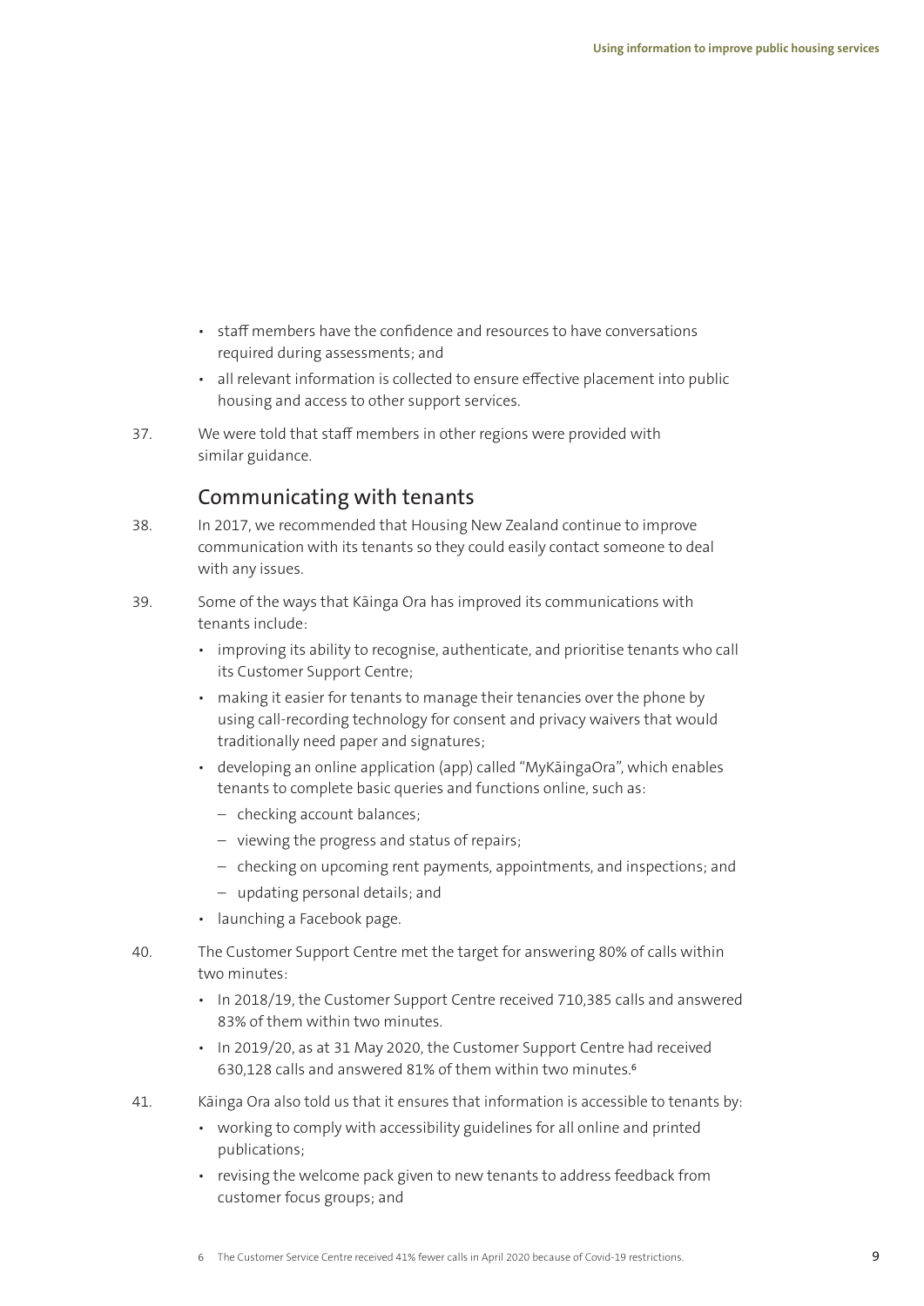- staff members have the confidence and resources to have conversations required during assessments; and
- all relevant information is collected to ensure effective placement into public housing and access to other support services.

37. We were told that staff members in other regions were provided with similar guidance.

## Communicating with tenants

38. In 2017, we recommended that Housing New Zealand continue to improve communication with its tenants so they could easily contact someone to deal with any issues.

39. Some of the ways that Kāinga Ora has improved its communications with tenants include:
    - improving its ability to recognise, authenticate, and prioritise tenants who call its Customer Support Centre;
    - making it easier for tenants to manage their tenancies over the phone by using call-recording technology for consent and privacy waivers that would traditionally need paper and signatures;
    - developing an online application (app) called "MyKāingaOra", which enables tenants to complete basic queries and functions online, such as:
        - checking account balances;
        - viewing the progress and status of repairs;
        - checking on upcoming rent payments, appointments, and inspections; and
        - updating personal details; and
    - launching a Facebook page.

40. The Customer Support Centre met the target for answering 80% of calls within two minutes:
    - In 2018/19, the Customer Support Centre received 710,385 calls and answered 83% of them within two minutes.
    - In 2019/20, as at 31 May 2020, the Customer Support Centre had received 630,128 calls and answered 81% of them within two minutes.[6]

41. Kāinga Ora also told us that it ensures that information is accessible to tenants by:
    - working to comply with accessibility guidelines for all online and printed publications;
    - revising the welcome pack given to new tenants to address feedback from customer focus groups; and

[6] The Customer Service Centre received 41% fewer calls in April 2020 because of Covid-19 restrictions.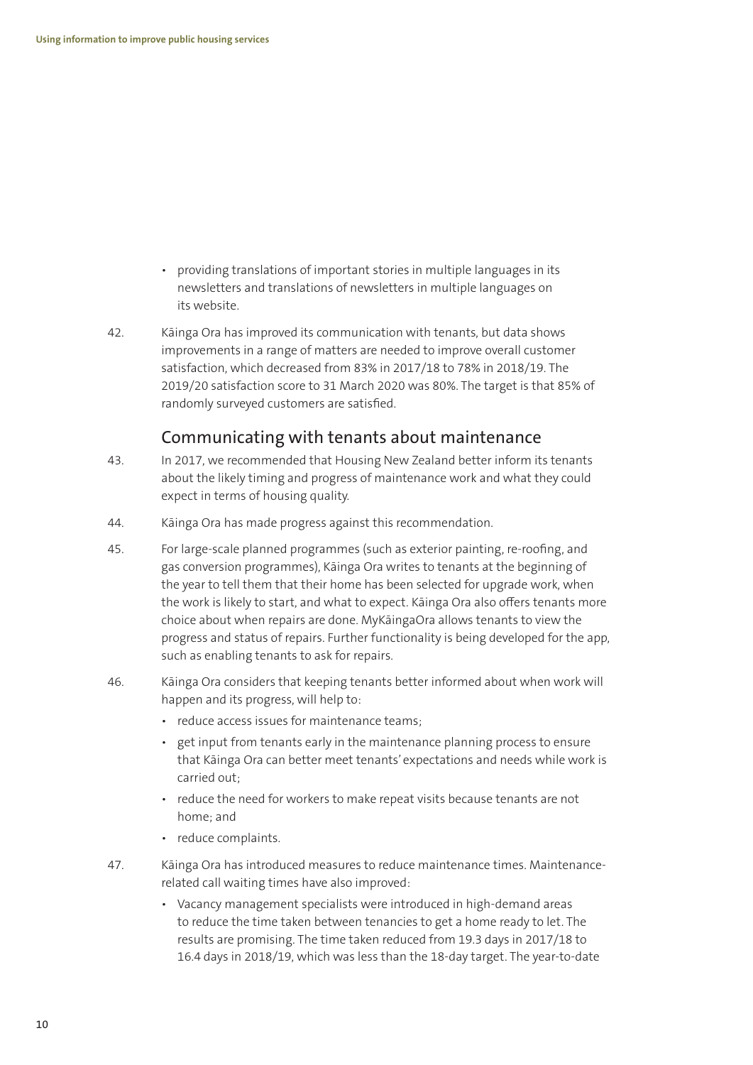- providing translations of important stories in multiple languages in its newsletters and translations of newsletters in multiple languages on its website.

42. Kāinga Ora has improved its communication with tenants, but data shows improvements in a range of matters are needed to improve overall customer satisfaction, which decreased from 83% in 2017/18 to 78% in 2018/19. The 2019/20 satisfaction score to 31 March 2020 was 80%. The target is that 85% of randomly surveyed customers are satisfied.

## Communicating with tenants about maintenance

43. In 2017, we recommended that Housing New Zealand better inform its tenants about the likely timing and progress of maintenance work and what they could expect in terms of housing quality.

44. Kāinga Ora has made progress against this recommendation.

45. For large-scale planned programmes (such as exterior painting, re-roofing, and gas conversion programmes), Kāinga Ora writes to tenants at the beginning of the year to tell them that their home has been selected for upgrade work, when the work is likely to start, and what to expect. Kāinga Ora also offers tenants more choice about when repairs are done. MyKāingaOra allows tenants to view the progress and status of repairs. Further functionality is being developed for the app, such as enabling tenants to ask for repairs.

46. Kāinga Ora considers that keeping tenants better informed about when work will happen and its progress, will help to:
    - reduce access issues for maintenance teams;
    - get input from tenants early in the maintenance planning process to ensure that Kāinga Ora can better meet tenants' expectations and needs while work is carried out;
    - reduce the need for workers to make repeat visits because tenants are not home; and
    - reduce complaints.

47. Kāinga Ora has introduced measures to reduce maintenance times. Maintenance-related call waiting times have also improved:
    - Vacancy management specialists were introduced in high-demand areas to reduce the time taken between tenancies to get a home ready to let. The results are promising. The time taken reduced from 19.3 days in 2017/18 to 16.4 days in 2018/19, which was less than the 18-day target. The year-to-date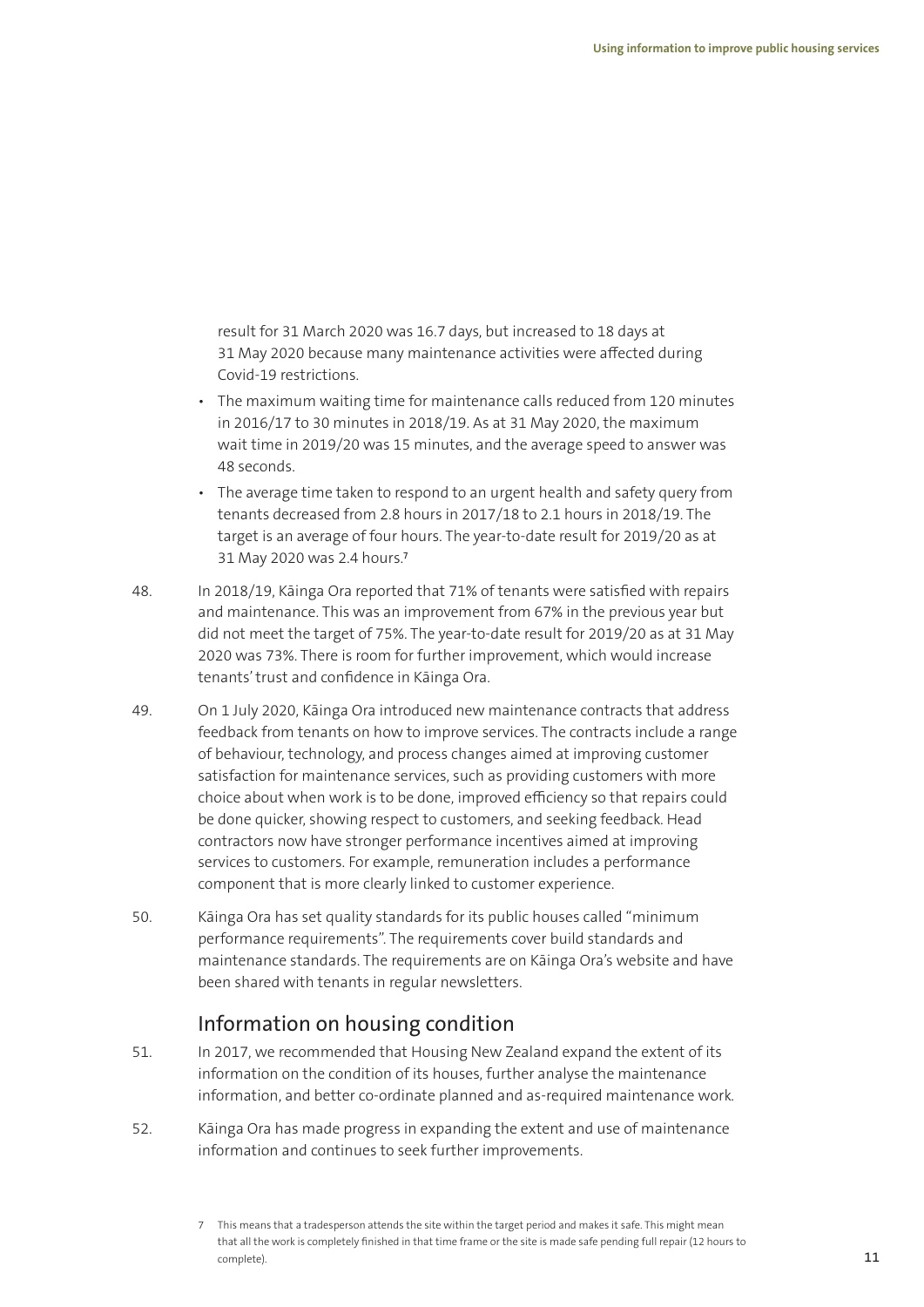result for 31 March 2020 was 16.7 days, but increased to 18 days at 31 May 2020 because many maintenance activities were affected during Covid-19 restrictions.

- The maximum waiting time for maintenance calls reduced from 120 minutes in 2016/17 to 30 minutes in 2018/19. As at 31 May 2020, the maximum wait time in 2019/20 was 15 minutes, and the average speed to answer was 48 seconds.
- The average time taken to respond to an urgent health and safety query from tenants decreased from 2.8 hours in 2017/18 to 2.1 hours in 2018/19. The target is an average of four hours. The year-to-date result for 2019/20 as at 31 May 2020 was 2.4 hours.[7]

48. In 2018/19, Kāinga Ora reported that 71% of tenants were satisfied with repairs and maintenance. This was an improvement from 67% in the previous year but did not meet the target of 75%. The year-to-date result for 2019/20 as at 31 May 2020 was 73%. There is room for further improvement, which would increase tenants' trust and confidence in Kāinga Ora.

49. On 1 July 2020, Kāinga Ora introduced new maintenance contracts that address feedback from tenants on how to improve services. The contracts include a range of behaviour, technology, and process changes aimed at improving customer satisfaction for maintenance services, such as providing customers with more choice about when work is to be done, improved efficiency so that repairs could be done quicker, showing respect to customers, and seeking feedback. Head contractors now have stronger performance incentives aimed at improving services to customers. For example, remuneration includes a performance component that is more clearly linked to customer experience.

50. Kāinga Ora has set quality standards for its public houses called "minimum performance requirements". The requirements cover build standards and maintenance standards. The requirements are on Kāinga Ora's website and have been shared with tenants in regular newsletters.

## Information on housing condition

51. In 2017, we recommended that Housing New Zealand expand the extent of its information on the condition of its houses, further analyse the maintenance information, and better co-ordinate planned and as-required maintenance work.

52. Kāinga Ora has made progress in expanding the extent and use of maintenance information and continues to seek further improvements.

[7] This means that a tradesperson attends the site within the target period and makes it safe. This might mean that all the work is completely finished in that time frame or the site is made safe pending full repair (12 hours to complete).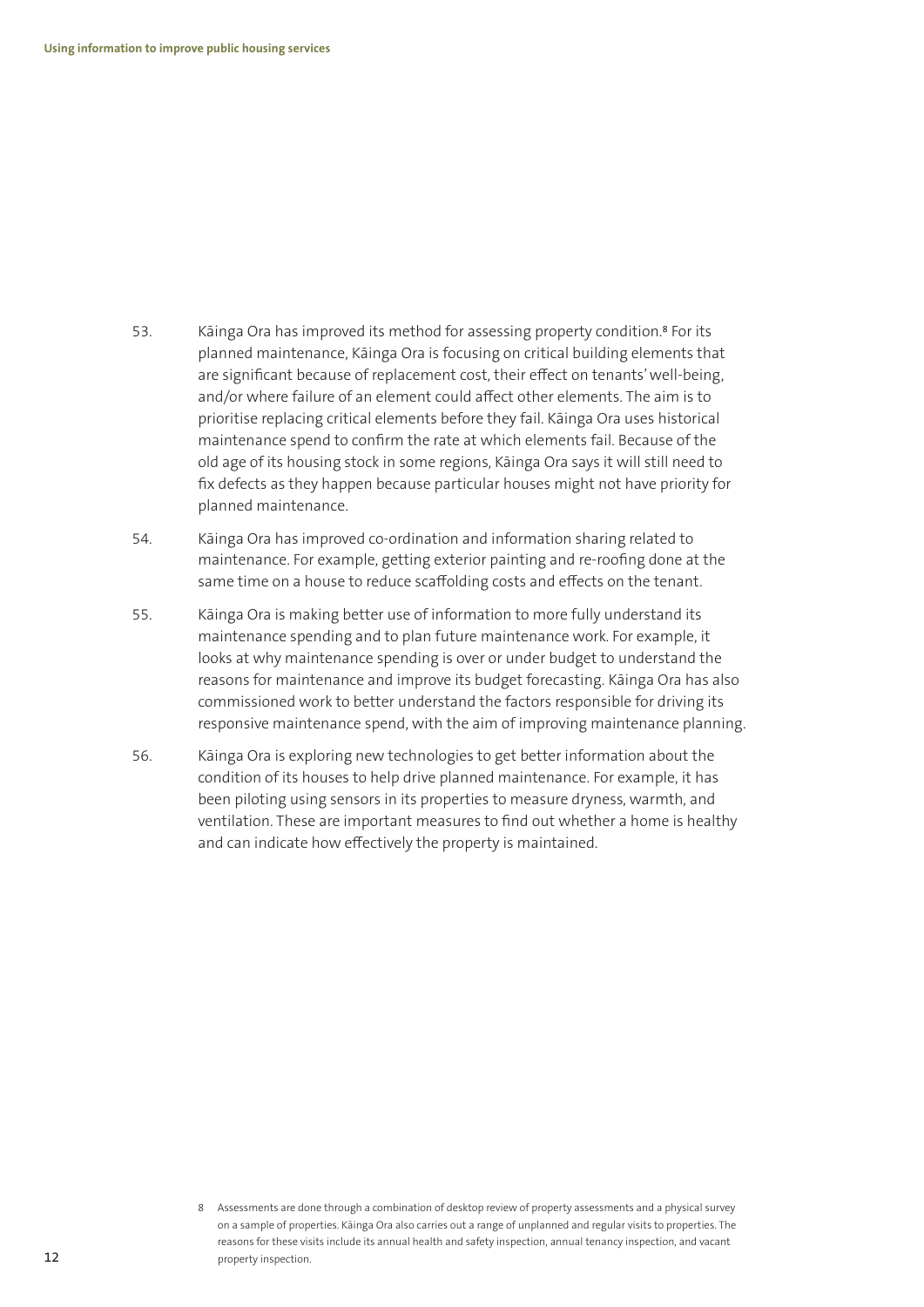53. Kāinga Ora has improved its method for assessing property condition.[8] For its planned maintenance, Kāinga Ora is focusing on critical building elements that are significant because of replacement cost, their effect on tenants' well-being, and/or where failure of an element could affect other elements. The aim is to prioritise replacing critical elements before they fail. Kāinga Ora uses historical maintenance spend to confirm the rate at which elements fail. Because of the old age of its housing stock in some regions, Kāinga Ora says it will still need to fix defects as they happen because particular houses might not have priority for planned maintenance.

54. Kāinga Ora has improved co-ordination and information sharing related to maintenance. For example, getting exterior painting and re-roofing done at the same time on a house to reduce scaffolding costs and effects on the tenant.

55. Kāinga Ora is making better use of information to more fully understand its maintenance spending and to plan future maintenance work. For example, it looks at why maintenance spending is over or under budget to understand the reasons for maintenance and improve its budget forecasting. Kāinga Ora has also commissioned work to better understand the factors responsible for driving its responsive maintenance spend, with the aim of improving maintenance planning.

56. Kāinga Ora is exploring new technologies to get better information about the condition of its houses to help drive planned maintenance. For example, it has been piloting using sensors in its properties to measure dryness, warmth, and ventilation. These are important measures to find out whether a home is healthy and can indicate how effectively the property is maintained.

8 Assessments are done through a combination of desktop review of property assessments and a physical survey on a sample of properties. Kāinga Ora also carries out a range of unplanned and regular visits to properties. The reasons for these visits include its annual health and safety inspection, annual tenancy inspection, and vacant property inspection.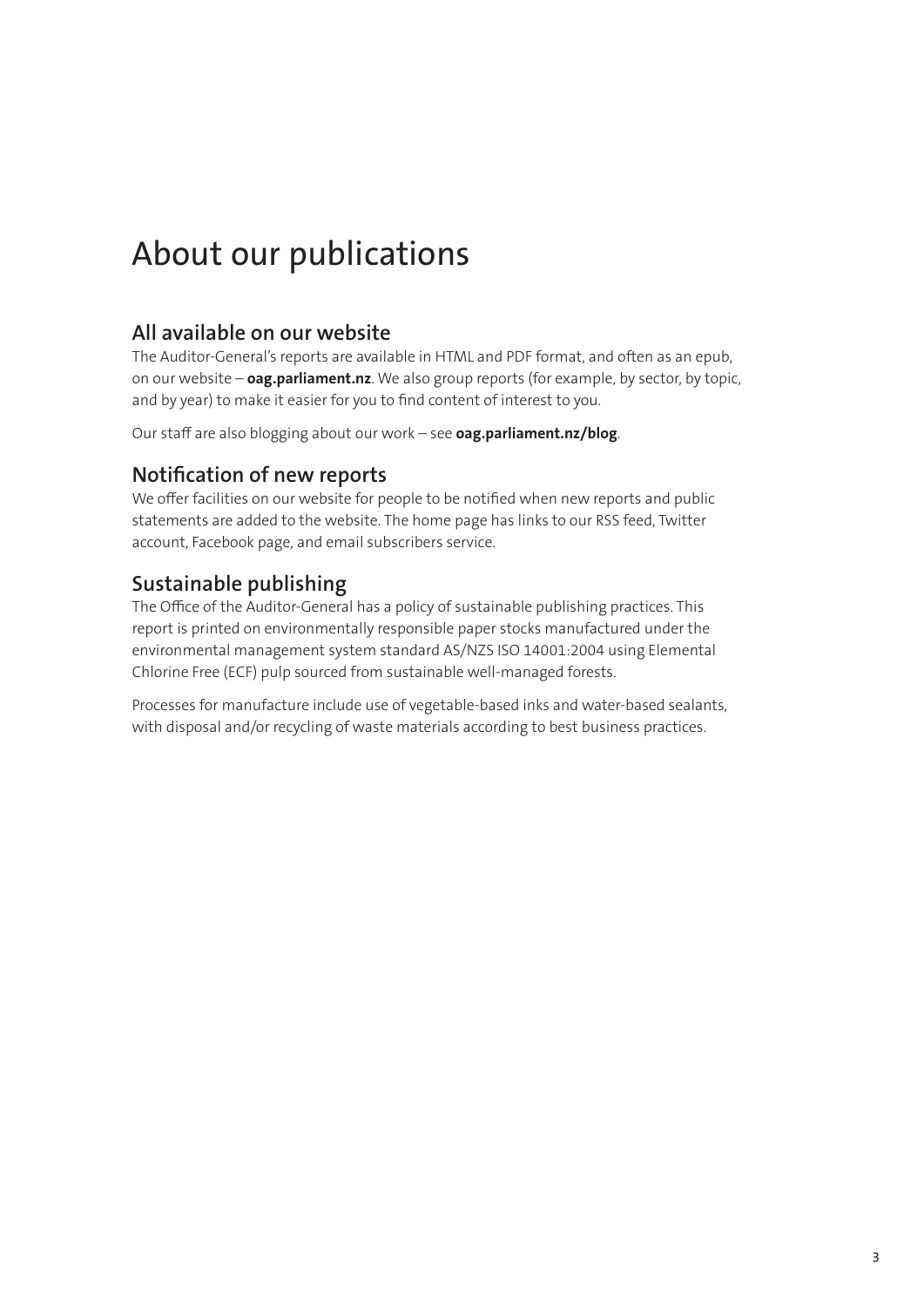# About our publications

## All available on our website

The Auditor-General's reports are available in HTML and PDF format, and often as an epub, on our website – **oag.parliament.nz**. We also group reports (for example, by sector, by topic, and by year) to make it easier for you to find content of interest to you.

Our staff are also blogging about our work – see **oag.parliament.nz/blog**.

## Notification of new reports

We offer facilities on our website for people to be notified when new reports and public statements are added to the website. The home page has links to our RSS feed, Twitter account, Facebook page, and email subscribers service.

## Sustainable publishing

The Office of the Auditor-General has a policy of sustainable publishing practices. This report is printed on environmentally responsible paper stocks manufactured under the environmental management system standard AS/NZS ISO 14001:2004 using Elemental Chlorine Free (ECF) pulp sourced from sustainable well-managed forests.

Processes for manufacture include use of vegetable-based inks and water-based sealants, with disposal and/or recycling of waste materials according to best business practices.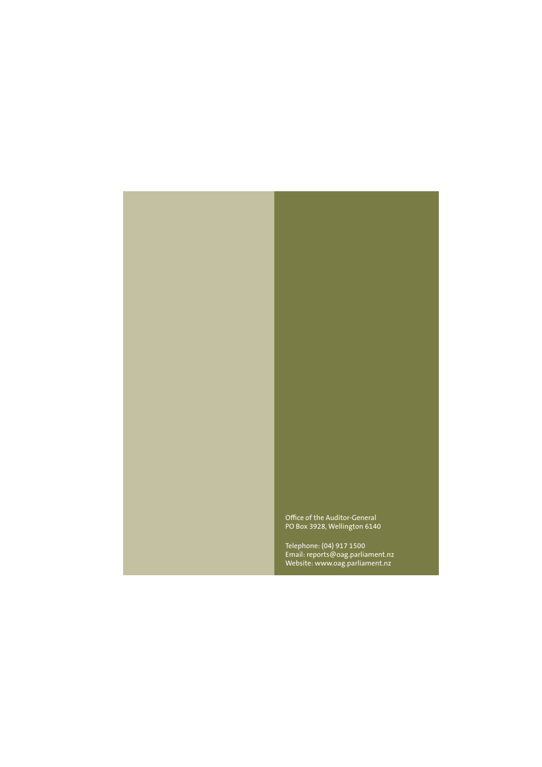Office of the Auditor-General
PO Box 3928, Wellington 6140

Telephone: (04) 917 1500
Email: reports@oag.parliament.nz
Website: www.oag.parliament.nz